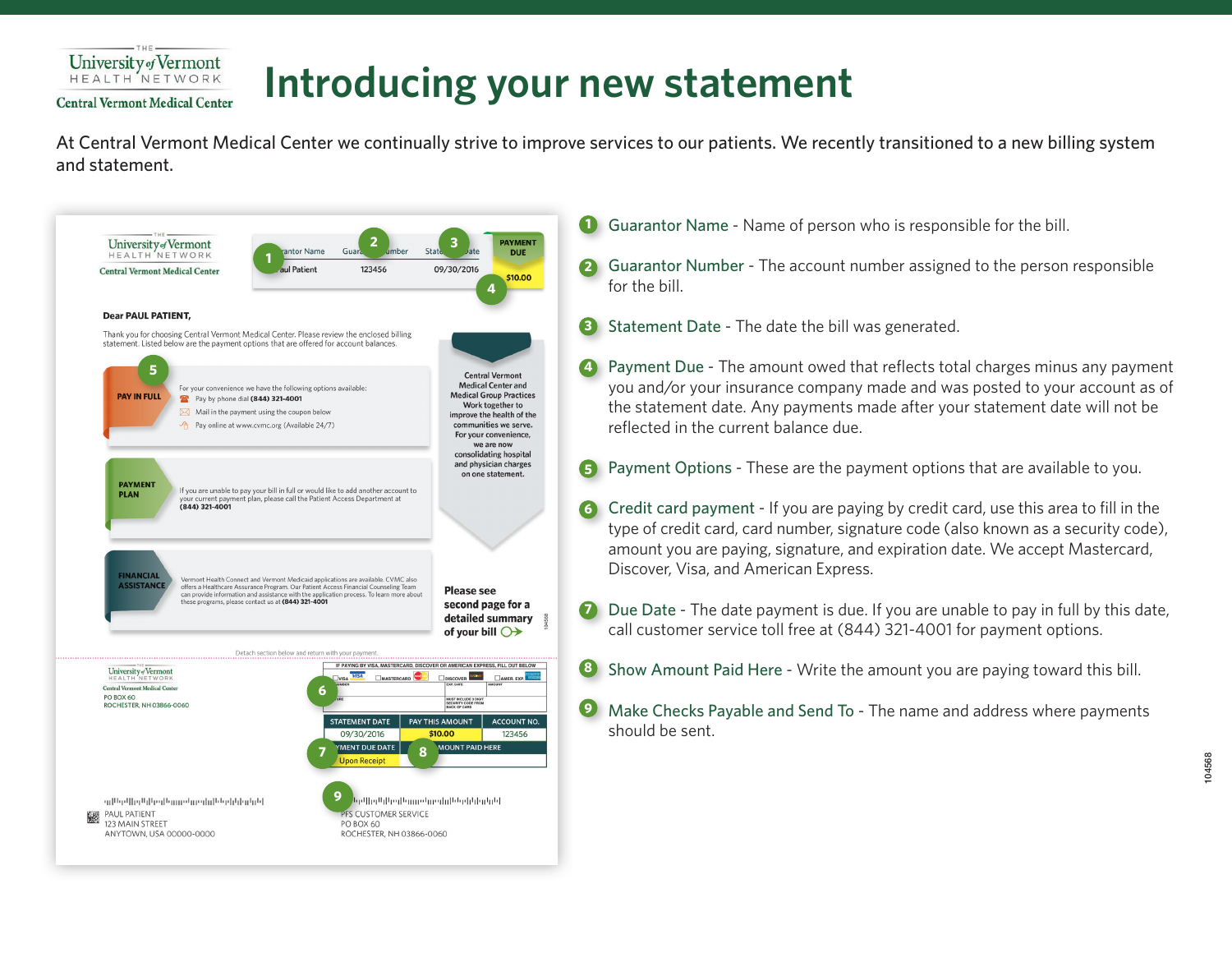University of Vermont HEALTH NETWORK
Central Vermont Medical Center

# Introducing your new statement

At Central Vermont Medical Center we continually strive to improve services to our patients. We recently transitioned to a new billing system and statement.

University of Vermont HEALTH NETWORK
Central Vermont Medical Center

| Guarantor Name | Guarantor Number | Statement Date | PAYMENT DUE |
| --- | --- | --- | --- |
| Paul Patient | 123456 | 09/30/2016 | $10.00 |

**Dear PAUL PATIENT,**

Thank you for choosing Central Vermont Medical Center. Please review the enclosed billing statement. Listed below are the payment options that are offered for account balances.

**PAY IN FULL**

For your convenience we have the following options available:
- Pay by phone dial **(844) 321-4001**
- Mail in the payment using the coupon below
- Pay online at www.cvmc.org (Available 24/7)

**PAYMENT PLAN**

If you are unable to pay your bill in full or would like to add another account to your current payment plan, please call the Patient Access Department at **(844) 321-4001**

**FINANCIAL ASSISTANCE**

Vermont Health Connect and Vermont Medicaid applications are available. CVMC also offers a Healthcare Assurance Program. Our Patient Access Financial Counseling Team can provide information and assistance with the application process. To learn more about these programs, please contact us at **(844) 321-4001**

**Central Vermont Medical Center and Medical Group Practices Work together to improve the health of the communities we serve. For your convenience, we are now consolidating hospital and physician charges on one statement.**

**Please see second page for a detailed summary of your bill**

Detach section below and return with your payment.

University of Vermont HEALTH NETWORK
Central Vermont Medical Center
PO BOX 60
ROCHESTER, NH 03866-0060

IF PAYING BY VISA, MASTERCARD, DISCOVER OR AMERICAN EXPRESS, FILL OUT BELOW
VISA / MASTERCARD / DISCOVER / AMER. EXP.

| STATEMENT DATE | PAY THIS AMOUNT | ACCOUNT NO. |
| --- | --- | --- |
| 09/30/2016 | $10.00 | 123456 |
| PAYMENT DUE DATE | SHOW AMOUNT PAID HERE | |
| Upon Receipt | | |

PAUL PATIENT
123 MAIN STREET
ANYTOWN, USA 00000-0000

PFS CUSTOMER SERVICE
PO BOX 60
ROCHESTER, NH 03866-0060

1. **Guarantor Name** - Name of person who is responsible for the bill.
2. **Guarantor Number** - The account number assigned to the person responsible for the bill.
3. **Statement Date** - The date the bill was generated.
4. **Payment Due** - The amount owed that reflects total charges minus any payment you and/or your insurance company made and was posted to your account as of the statement date. Any payments made after your statement date will not be reflected in the current balance due.
5. **Payment Options** - These are the payment options that are available to you.
6. **Credit card payment** - If you are paying by credit card, use this area to fill in the type of credit card, card number, signature code (also known as a security code), amount you are paying, signature, and expiration date. We accept Mastercard, Discover, Visa, and American Express.
7. **Due Date** - The date payment is due. If you are unable to pay in full by this date, call customer service toll free at (844) 321-4001 for payment options.
8. **Show Amount Paid Here** - Write the amount you are paying toward this bill.
9. **Make Checks Payable and Send To** - The name and address where payments should be sent.

104568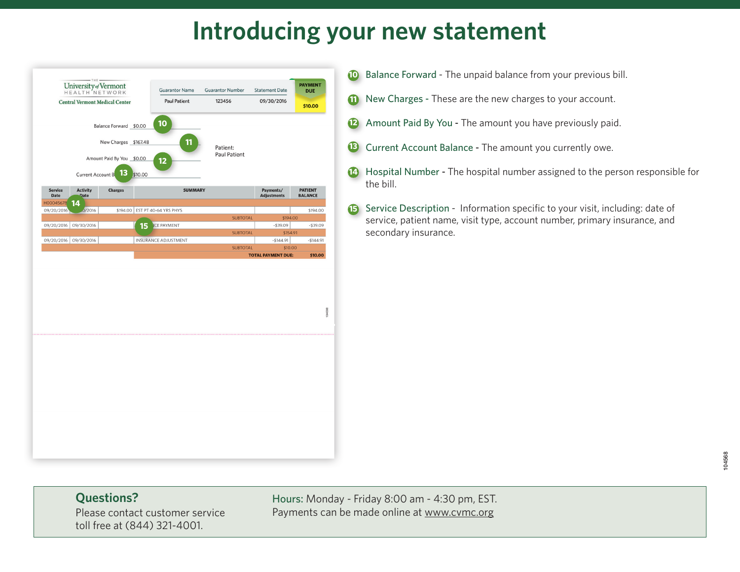# Introducing your new statement

| University of Vermont HEALTH NETWORK Central Vermont Medical Center | Guarantor Name | Guarantor Number | Statement Date | PAYMENT DUE |
|---|---|---|---|---|
| | Paul Patient | 123456 | 09/30/2016 | $10.00 |

Balance Forward $0.00 **10**

New Charges $167.48 **11**

Amount Paid By You $0.00 **12**

Current Account B **13** $10.00

Patient:
Paul Patient

| Service Date | Activity Date | Charges | SUMMARY | Payments/ Adjustments | PATIENT BALANCE |
|---|---|---|---|---|---|
| H00045678 **14** | | | | | |
| 09/20/2016 | 0/2016 | $194.00 | EST PT 40-64 YRS PHYS | | $194.00 |
| | | | SUBTOTAL | $194.00 | |
| 09/20/2016 | 09/30/2016 | | **15** CE PAYMENT | -$39.09 | -$39.09 |
| | | | SUBTOTAL | $154.91 | |
| 09/20/2016 | 09/30/2016 | | INSURANCE ADJUSTMENT | -$144.91 | -$144.91 |
| | | | SUBTOTAL | $10.00 | |
| | | | TOTAL PAYMENT DUE: | | $10.00 |

**10** Balance Forward - The unpaid balance from your previous bill.

**11** New Charges - These are the new charges to your account.

**12** Amount Paid By You - The amount you have previously paid.

**13** Current Account Balance - The amount you currently owe.

**14** Hospital Number - The hospital number assigned to the person responsible for the bill.

**15** Service Description - Information specific to your visit, including: date of service, patient name, visit type, account number, primary insurance, and secondary insurance.

## Questions?

Please contact customer service toll free at (844) 321-4001.

Hours: Monday - Friday 8:00 am - 4:30 pm, EST.
Payments can be made online at www.cvmc.org